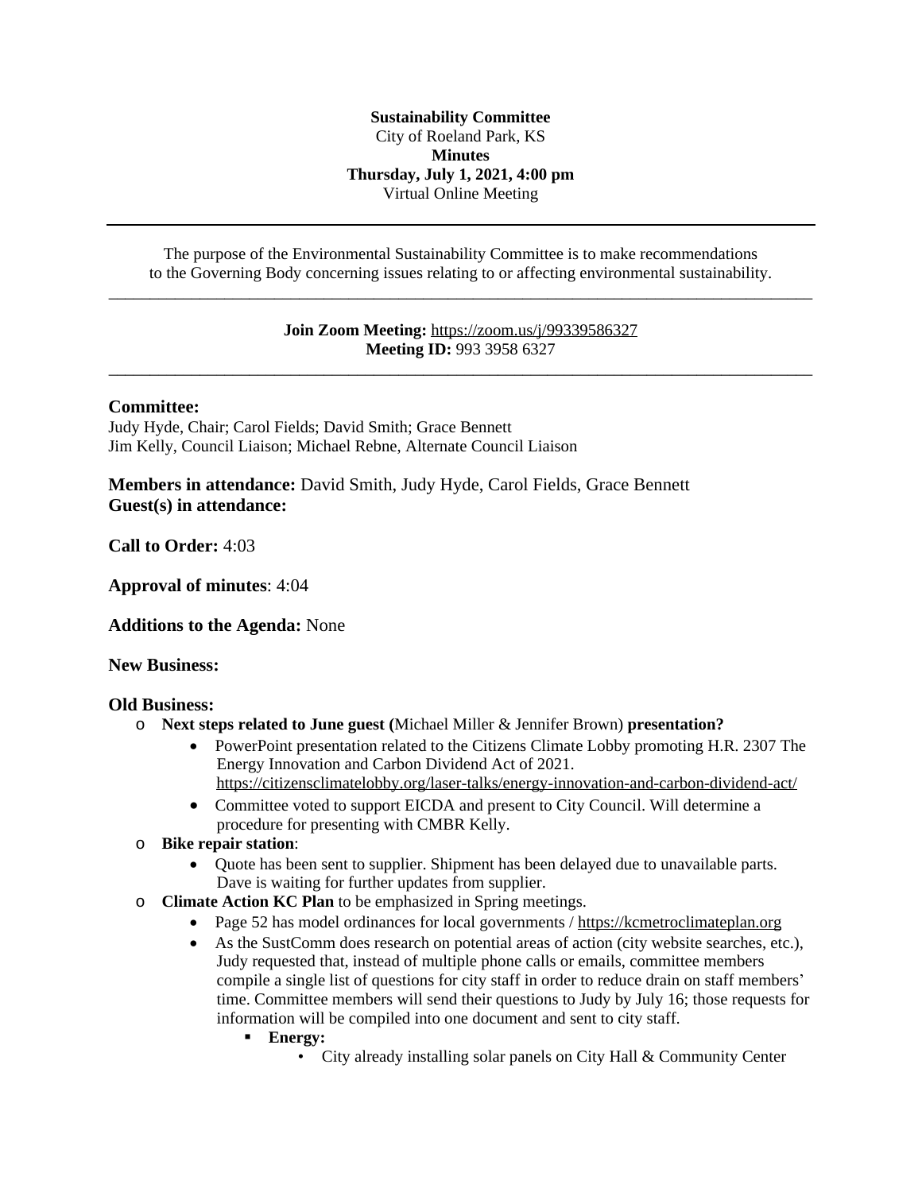**Sustainability Committee**
City of Roeland Park, KS
**Minutes**
**Thursday, July 1, 2021, 4:00 pm**
Virtual Online Meeting

---

The purpose of the Environmental Sustainability Committee is to make recommendations to the Governing Body concerning issues relating to or affecting environmental sustainability.

---

**Join Zoom Meeting:** https://zoom.us/j/99339586327
**Meeting ID:** 993 3958 6327

---

**Committee:**
Judy Hyde, Chair; Carol Fields; David Smith; Grace Bennett
Jim Kelly, Council Liaison; Michael Rebne, Alternate Council Liaison

**Members in attendance:** David Smith, Judy Hyde, Carol Fields, Grace Bennett
**Guest(s) in attendance:**

**Call to Order:** 4:03

**Approval of minutes**: 4:04

**Additions to the Agenda:** None

**New Business:**

**Old Business:**

- **Next steps related to June guest (**Michael Miller & Jennifer Brown) **presentation?**
  - PowerPoint presentation related to the Citizens Climate Lobby promoting H.R. 2307 The Energy Innovation and Carbon Dividend Act of 2021. https://citizensclimatelobby.org/laser-talks/energy-innovation-and-carbon-dividend-act/
  - Committee voted to support EICDA and present to City Council. Will determine a procedure for presenting with CMBR Kelly.
- **Bike repair station**:
  - Quote has been sent to supplier. Shipment has been delayed due to unavailable parts. Dave is waiting for further updates from supplier.
- **Climate Action KC Plan** to be emphasized in Spring meetings.
  - Page 52 has model ordinances for local governments / https://kcmetroclimateplan.org
  - As the SustComm does research on potential areas of action (city website searches, etc.), Judy requested that, instead of multiple phone calls or emails, committee members compile a single list of questions for city staff in order to reduce drain on staff members' time. Committee members will send their questions to Judy by July 16; those requests for information will be compiled into one document and sent to city staff.
    - **Energy:**
      - City already installing solar panels on City Hall & Community Center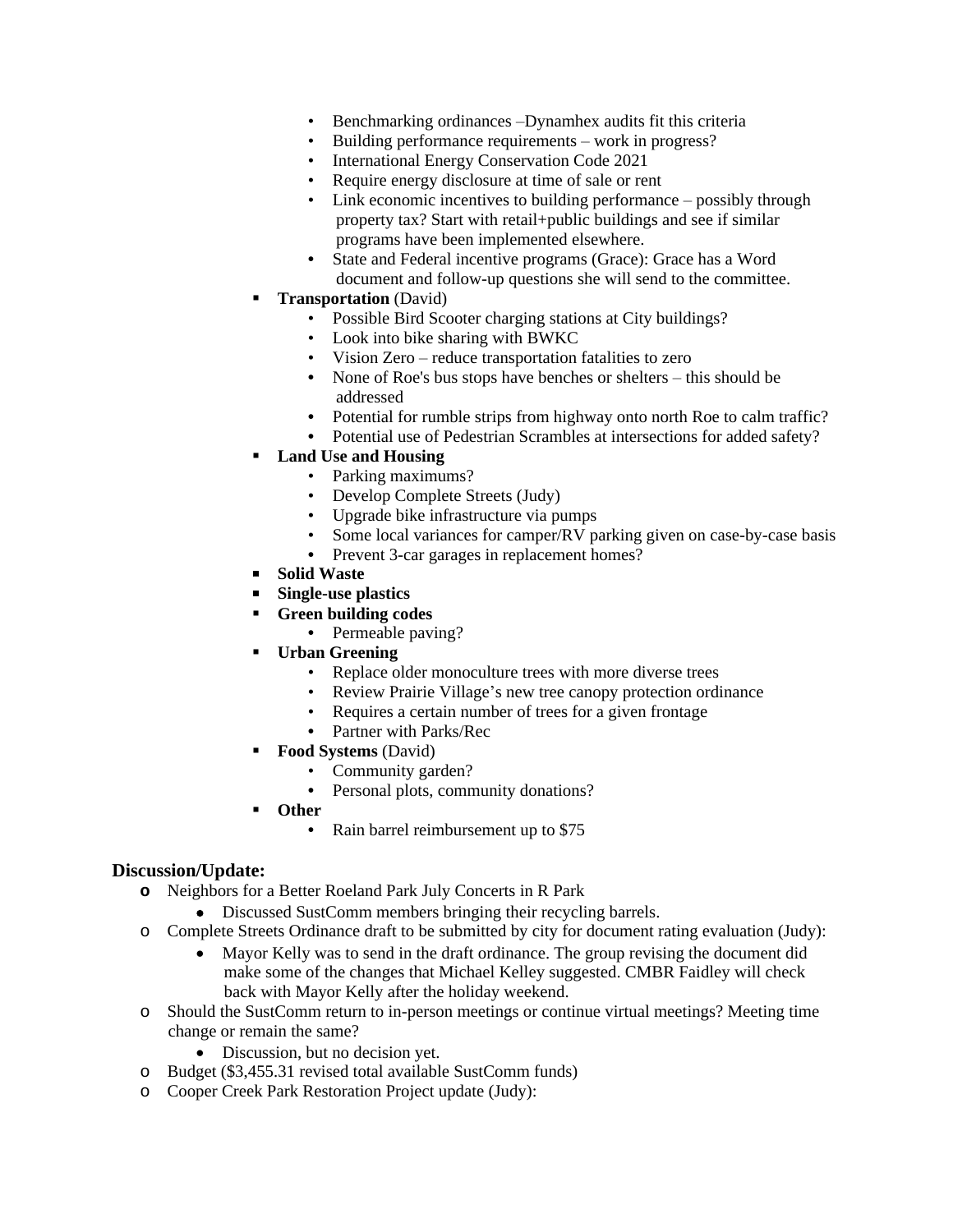- Benchmarking ordinances –Dynamhex audits fit this criteria
        - Building performance requirements – work in progress?
        - International Energy Conservation Code 2021
        - Require energy disclosure at time of sale or rent
        - Link economic incentives to building performance – possibly through property tax? Start with retail+public buildings and see if similar programs have been implemented elsewhere.
        - State and Federal incentive programs (Grace): Grace has a Word document and follow-up questions she will send to the committee.
    - **Transportation** (David)
        - Possible Bird Scooter charging stations at City buildings?
        - Look into bike sharing with BWKC
        - Vision Zero – reduce transportation fatalities to zero
        - None of Roe's bus stops have benches or shelters – this should be addressed
        - Potential for rumble strips from highway onto north Roe to calm traffic?
        - Potential use of Pedestrian Scrambles at intersections for added safety?
    - **Land Use and Housing**
        - Parking maximums?
        - Develop Complete Streets (Judy)
        - Upgrade bike infrastructure via pumps
        - Some local variances for camper/RV parking given on case-by-case basis
        - Prevent 3-car garages in replacement homes?
    - **Solid Waste**
    - **Single-use plastics**
    - **Green building codes**
        - Permeable paving?
    - **Urban Greening**
        - Replace older monoculture trees with more diverse trees
        - Review Prairie Village's new tree canopy protection ordinance
        - Requires a certain number of trees for a given frontage
        - Partner with Parks/Rec
    - **Food Systems** (David)
        - Community garden?
        - Personal plots, community donations?
    - **Other**
        - Rain barrel reimbursement up to $75

**Discussion/Update:**

- Neighbors for a Better Roeland Park July Concerts in R Park
    - Discussed SustComm members bringing their recycling barrels.
- Complete Streets Ordinance draft to be submitted by city for document rating evaluation (Judy):
    - Mayor Kelly was to send in the draft ordinance. The group revising the document did make some of the changes that Michael Kelley suggested. CMBR Faidley will check back with Mayor Kelly after the holiday weekend.
- Should the SustComm return to in-person meetings or continue virtual meetings? Meeting time change or remain the same?
    - Discussion, but no decision yet.
- Budget ($3,455.31 revised total available SustComm funds)
- Cooper Creek Park Restoration Project update (Judy):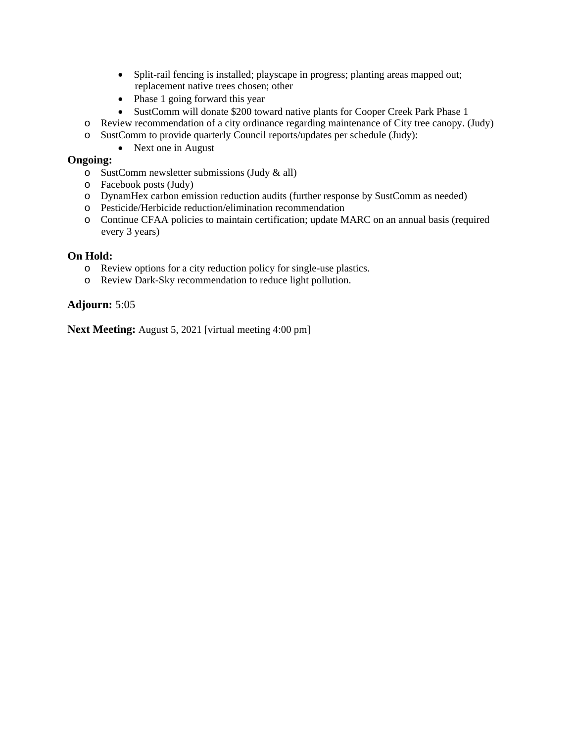- Split-rail fencing is installed; playscape in progress; planting areas mapped out; replacement native trees chosen; other
    - Phase 1 going forward this year
    - SustComm will donate $200 toward native plants for Cooper Creek Park Phase 1
  - Review recommendation of a city ordinance regarding maintenance of City tree canopy. (Judy)
  - SustComm to provide quarterly Council reports/updates per schedule (Judy):
    - Next one in August

**Ongoing:**

- SustComm newsletter submissions (Judy & all)
- Facebook posts (Judy)
- DynamHex carbon emission reduction audits (further response by SustComm as needed)
- Pesticide/Herbicide reduction/elimination recommendation
- Continue CFAA policies to maintain certification; update MARC on an annual basis (required every 3 years)

**On Hold:**

- Review options for a city reduction policy for single-use plastics.
- Review Dark-Sky recommendation to reduce light pollution.

**Adjourn:** 5:05

**Next Meeting:** August 5, 2021 [virtual meeting 4:00 pm]